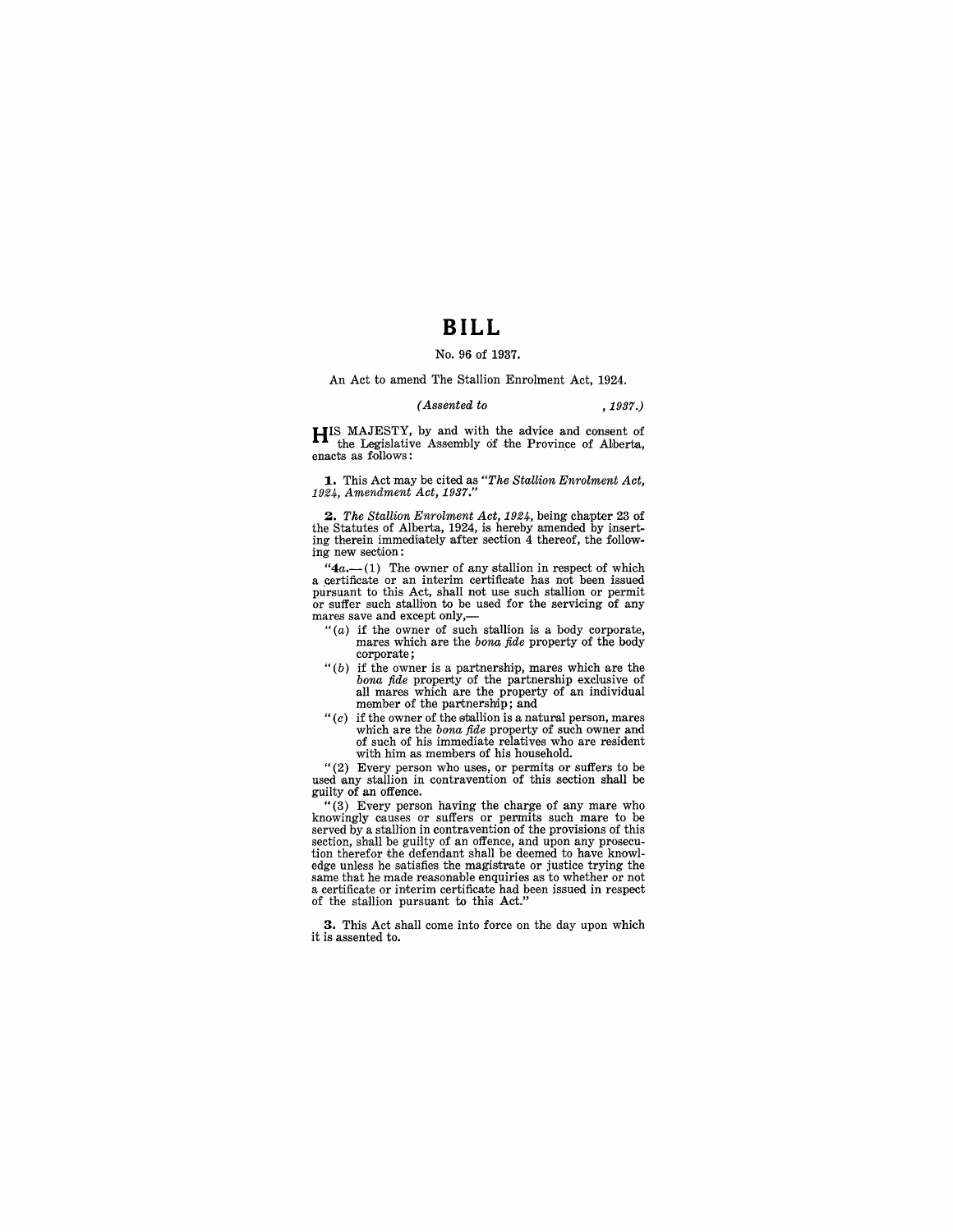# BILL

No. 96 of 1937.

An Act to amend The Stallion Enrolment Act, 1924.

*(Assented to , 1937.)*

HIS MAJESTY, by and with the advice and consent of the Legislative Assembly of the Province of Alberta, enacts as follows:

**1.** This Act may be cited as *"The Stallion Enrolment Act, 1924, Amendment Act, 1937."*

**2.** *The Stallion Enrolment Act, 1924,* being chapter 23 of the Statutes of Alberta, 1924, is hereby amended by inserting therein immediately after section 4 thereof, the following new section:

"**4a.**—(1) The owner of any stallion in respect of which a certificate or an interim certificate has not been issued pursuant to this Act, shall not use such stallion or permit or suffer such stallion to be used for the servicing of any mares save and except only,—

"(*a*) if the owner of such stallion is a body corporate, mares which are the *bona fide* property of the body corporate;

"(*b*) if the owner is a partnership, mares which are the *bona fide* property of the partnership exclusive of all mares which are the property of an individual member of the partnership; and

"(*c*) if the owner of the stallion is a natural person, mares which are the *bona fide* property of such owner and of such of his immediate relatives who are resident with him as members of his household.

"(2) Every person who uses, or permits or suffers to be used any stallion in contravention of this section shall be guilty of an offence.

"(3) Every person having the charge of any mare who knowingly causes or suffers or permits such mare to be served by a stallion in contravention of the provisions of this section, shall be guilty of an offence, and upon any prosecution therefor the defendant shall be deemed to have knowledge unless he satisfies the magistrate or justice trying the same that he made reasonable enquiries as to whether or not a certificate or interim certificate had been issued in respect of the stallion pursuant to this Act."

**3.** This Act shall come into force on the day upon which it is assented to.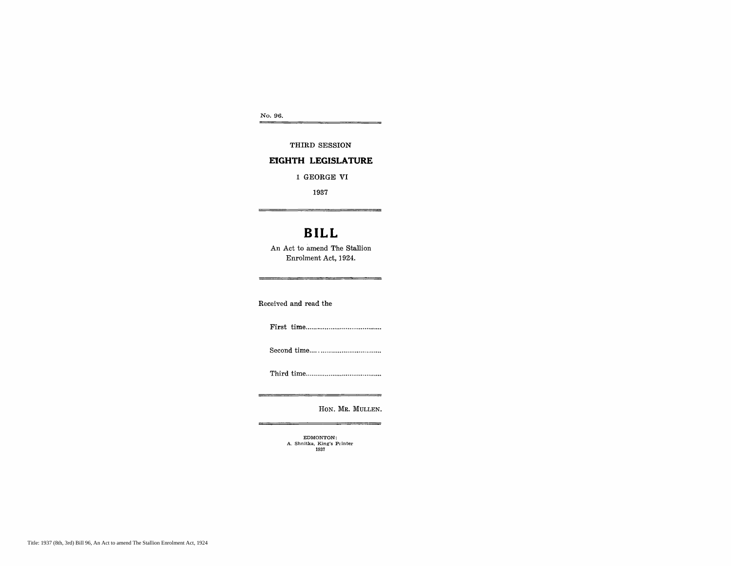No. 96.

THIRD SESSION

# EIGHTH LEGISLATURE

1 GEORGE VI

1937

# BILL

An Act to amend The Stallion Enrolment Act, 1924.

Received and read the

First time........................................

Second time.....................................

Third time........................................

HON. MR. MULLEN.

EDMONTON:
A. Shnitka, King's Printer
1937

Title: 1937 (8th, 3rd) Bill 96, An Act to amend The Stallion Enrolment Act, 1924